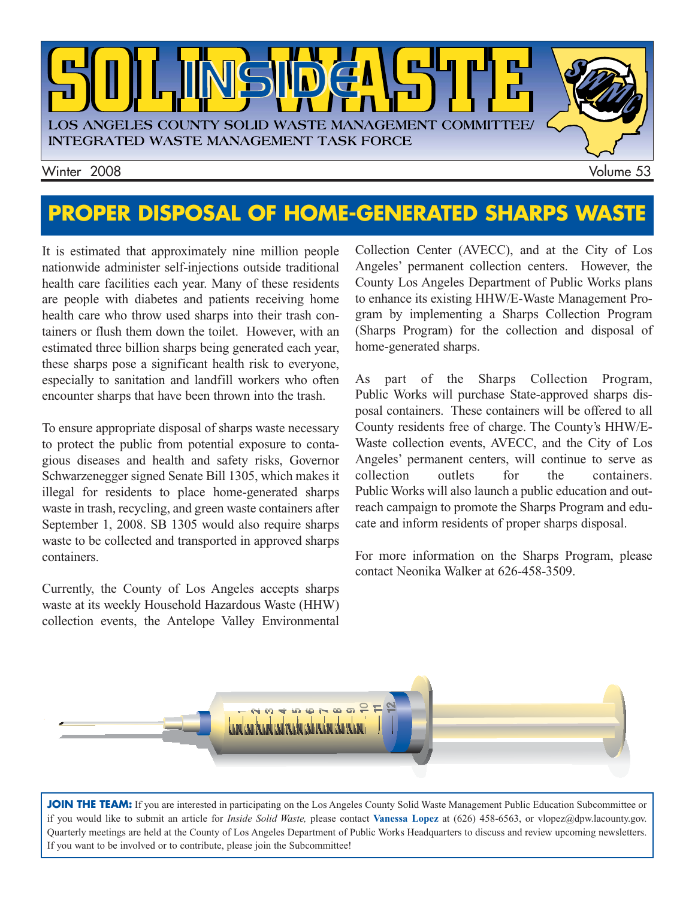# INSIDE SOLID WASTE

LOS ANGELES COUNTY SOLID WASTE MANAGEMENT COMMITTEE/ INTEGRATED WASTE MANAGEMENT TASK FORCE

Winter 2008 Volume 53

## PROPER DISPOSAL OF HOME-GENERATED SHARPS WASTE

It is estimated that approximately nine million people nationwide administer self-injections outside traditional health care facilities each year. Many of these residents are people with diabetes and patients receiving home health care who throw used sharps into their trash containers or flush them down the toilet. However, with an estimated three billion sharps being generated each year, these sharps pose a significant health risk to everyone, especially to sanitation and landfill workers who often encounter sharps that have been thrown into the trash.

To ensure appropriate disposal of sharps waste necessary to protect the public from potential exposure to contagious diseases and health and safety risks, Governor Schwarzenegger signed Senate Bill 1305, which makes it illegal for residents to place home-generated sharps waste in trash, recycling, and green waste containers after September 1, 2008. SB 1305 would also require sharps waste to be collected and transported in approved sharps containers.

Currently, the County of Los Angeles accepts sharps waste at its weekly Household Hazardous Waste (HHW) collection events, the Antelope Valley Environmental Collection Center (AVECC), and at the City of Los Angeles' permanent collection centers. However, the County Los Angeles Department of Public Works plans to enhance its existing HHW/E-Waste Management Program by implementing a Sharps Collection Program (Sharps Program) for the collection and disposal of home-generated sharps.

As part of the Sharps Collection Program, Public Works will purchase State-approved sharps disposal containers. These containers will be offered to all County residents free of charge. The County's HHW/E-Waste collection events, AVECC, and the City of Los Angeles' permanent centers, will continue to serve as collection outlets for the containers. Public Works will also launch a public education and outreach campaign to promote the Sharps Program and educate and inform residents of proper sharps disposal.

For more information on the Sharps Program, please contact Neonika Walker at 626-458-3509.

**JOIN THE TEAM:** If you are interested in participating on the Los Angeles County Solid Waste Management Public Education Subcommittee or if you would like to submit an article for *Inside Solid Waste,* please contact **Vanessa Lopez** at (626) 458-6563, or vlopez@dpw.lacounty.gov. Quarterly meetings are held at the County of Los Angeles Department of Public Works Headquarters to discuss and review upcoming newsletters. If you want to be involved or to contribute, please join the Subcommittee!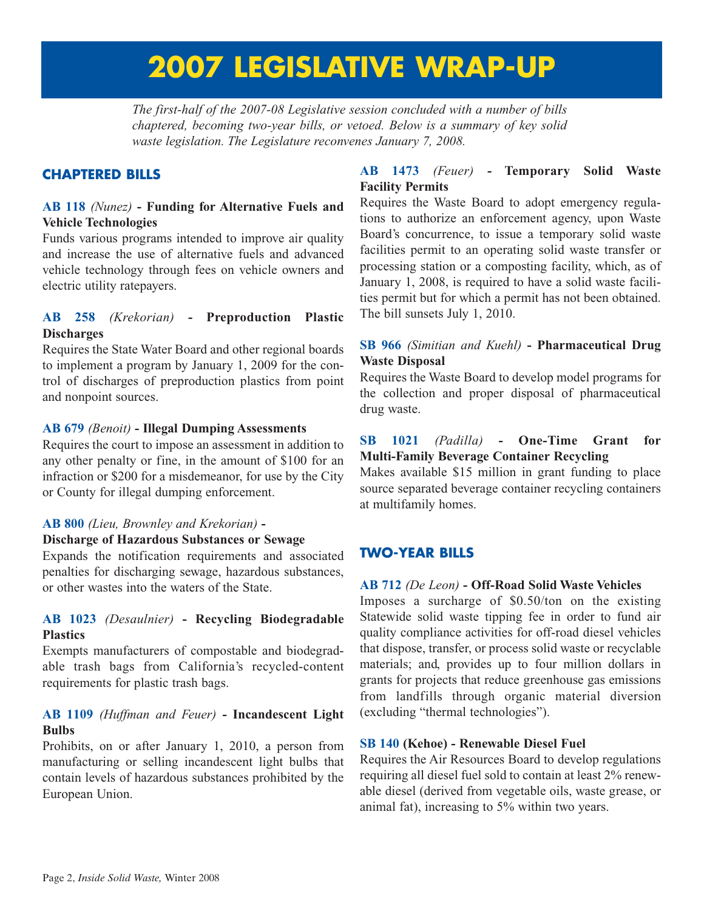# 2007 LEGISLATIVE WRAP-UP

*The first-half of the 2007-08 Legislative session concluded with a number of bills chaptered, becoming two-year bills, or vetoed. Below is a summary of key solid waste legislation. The Legislature reconvenes January 7, 2008.*

## CHAPTERED BILLS

**AB 118** *(Nunez)* **- Funding for Alternative Fuels and Vehicle Technologies**
Funds various programs intended to improve air quality and increase the use of alternative fuels and advanced vehicle technology through fees on vehicle owners and electric utility ratepayers.

**AB 258** *(Krekorian)* **- Preproduction Plastic Discharges**
Requires the State Water Board and other regional boards to implement a program by January 1, 2009 for the control of discharges of preproduction plastics from point and nonpoint sources.

**AB 679** *(Benoit)* **- Illegal Dumping Assessments**
Requires the court to impose an assessment in addition to any other penalty or fine, in the amount of $100 for an infraction or $200 for a misdemeanor, for use by the City or County for illegal dumping enforcement.

**AB 800** *(Lieu, Brownley and Krekorian)* **- Discharge of Hazardous Substances or Sewage**
Expands the notification requirements and associated penalties for discharging sewage, hazardous substances, or other wastes into the waters of the State.

**AB 1023** *(Desaulnier)* **- Recycling Biodegradable Plastics**
Exempts manufacturers of compostable and biodegradable trash bags from California's recycled-content requirements for plastic trash bags.

**AB 1109** *(Huffman and Feuer)* **- Incandescent Light Bulbs**
Prohibits, on or after January 1, 2010, a person from manufacturing or selling incandescent light bulbs that contain levels of hazardous substances prohibited by the European Union.

**AB 1473** *(Feuer)* **- Temporary Solid Waste Facility Permits**
Requires the Waste Board to adopt emergency regulations to authorize an enforcement agency, upon Waste Board's concurrence, to issue a temporary solid waste facilities permit to an operating solid waste transfer or processing station or a composting facility, which, as of January 1, 2008, is required to have a solid waste facilities permit but for which a permit has not been obtained. The bill sunsets July 1, 2010.

**SB 966** *(Simitian and Kuehl)* **- Pharmaceutical Drug Waste Disposal**
Requires the Waste Board to develop model programs for the collection and proper disposal of pharmaceutical drug waste.

**SB 1021** *(Padilla)* **- One-Time Grant for Multi-Family Beverage Container Recycling**
Makes available $15 million in grant funding to place source separated beverage container recycling containers at multifamily homes.

## TWO-YEAR BILLS

**AB 712** *(De Leon)* **- Off-Road Solid Waste Vehicles**
Imposes a surcharge of $0.50/ton on the existing Statewide solid waste tipping fee in order to fund air quality compliance activities for off-road diesel vehicles that dispose, transfer, or process solid waste or recyclable materials; and, provides up to four million dollars in grants for projects that reduce greenhouse gas emissions from landfills through organic material diversion (excluding "thermal technologies").

**SB 140 (Kehoe) - Renewable Diesel Fuel**
Requires the Air Resources Board to develop regulations requiring all diesel fuel sold to contain at least 2% renewable diesel (derived from vegetable oils, waste grease, or animal fat), increasing to 5% within two years.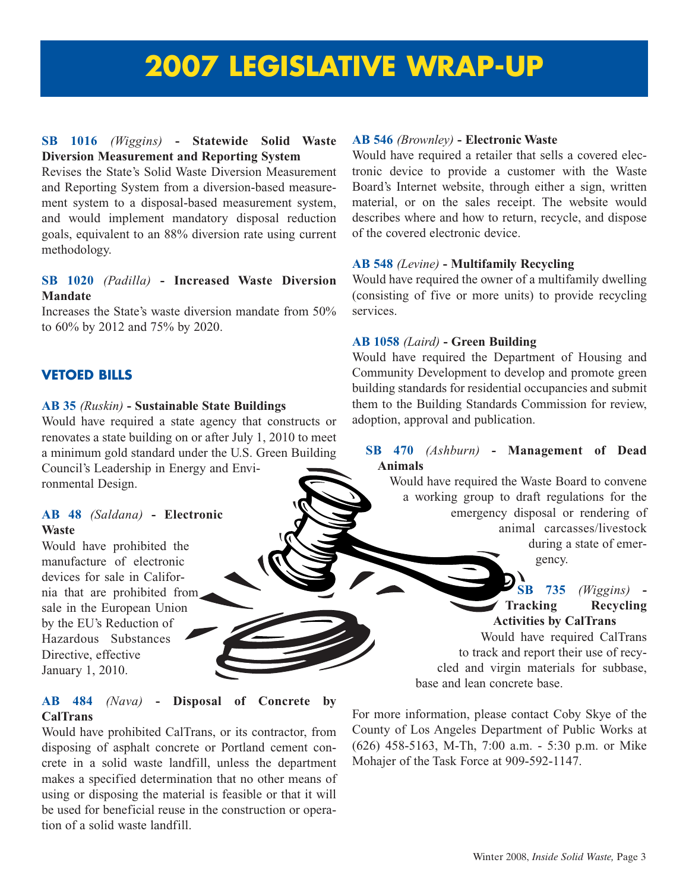# 2007 LEGISLATIVE WRAP-UP

**SB 1016** *(Wiggins)* **- Statewide Solid Waste Diversion Measurement and Reporting System**
Revises the State's Solid Waste Diversion Measurement and Reporting System from a diversion-based measurement system to a disposal-based measurement system, and would implement mandatory disposal reduction goals, equivalent to an 88% diversion rate using current methodology.

**SB 1020** *(Padilla)* **- Increased Waste Diversion Mandate**
Increases the State's waste diversion mandate from 50% to 60% by 2012 and 75% by 2020.

## VETOED BILLS

**AB 35** *(Ruskin)* **- Sustainable State Buildings**
Would have required a state agency that constructs or renovates a state building on or after July 1, 2010 to meet a minimum gold standard under the U.S. Green Building Council's Leadership in Energy and Environmental Design.

**AB 48** *(Saldana)* **- Electronic Waste**
Would have prohibited the manufacture of electronic devices for sale in California that are prohibited from sale in the European Union by the EU's Reduction of Hazardous Substances Directive, effective January 1, 2010.

**AB 484** *(Nava)* **- Disposal of Concrete by CalTrans**
Would have prohibited CalTrans, or its contractor, from disposing of asphalt concrete or Portland cement concrete in a solid waste landfill, unless the department makes a specified determination that no other means of using or disposing the material is feasible or that it will be used for beneficial reuse in the construction or operation of a solid waste landfill.

**AB 546** *(Brownley)* **- Electronic Waste**
Would have required a retailer that sells a covered electronic device to provide a customer with the Waste Board's Internet website, through either a sign, written material, or on the sales receipt. The website would describes where and how to return, recycle, and dispose of the covered electronic device.

**AB 548** *(Levine)* **- Multifamily Recycling**
Would have required the owner of a multifamily dwelling (consisting of five or more units) to provide recycling services.

**AB 1058** *(Laird)* **- Green Building**
Would have required the Department of Housing and Community Development to develop and promote green building standards for residential occupancies and submit them to the Building Standards Commission for review, adoption, approval and publication.

**SB 470** *(Ashburn)* **- Management of Dead Animals**
Would have required the Waste Board to convene a working group to draft regulations for the emergency disposal or rendering of animal carcasses/livestock during a state of emergency.

**SB 735** *(Wiggins)* **- Tracking Recycling Activities by CalTrans**
Would have required CalTrans to track and report their use of recycled and virgin materials for subbase, base and lean concrete base.

For more information, please contact Coby Skye of the County of Los Angeles Department of Public Works at (626) 458-5163, M-Th, 7:00 a.m. - 5:30 p.m. or Mike Mohajer of the Task Force at 909-592-1147.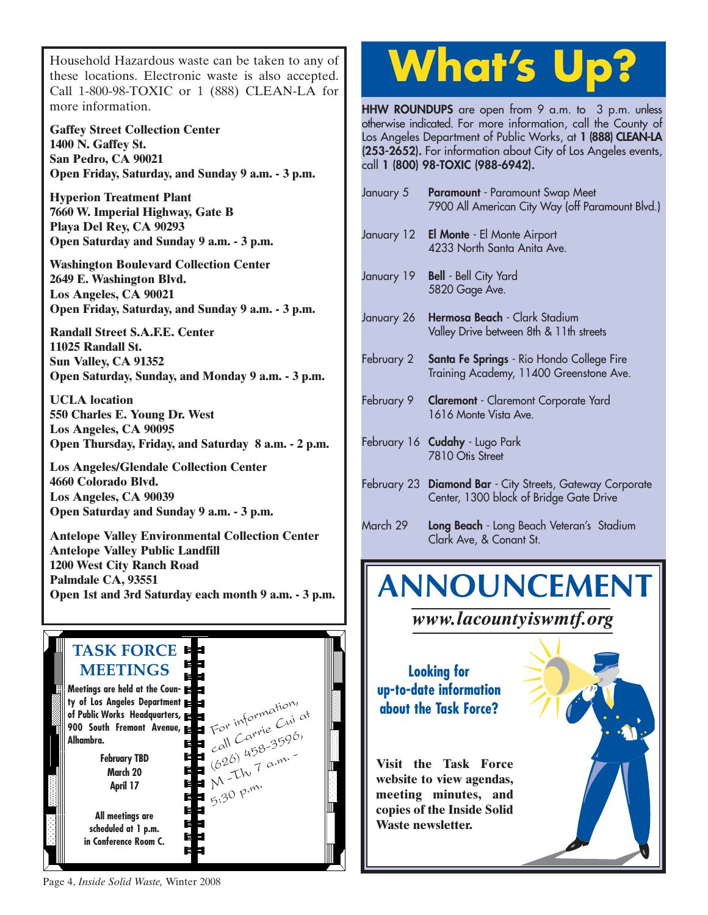Household Hazardous waste can be taken to any of these locations. Electronic waste is also accepted. Call 1-800-98-TOXIC or 1 (888) CLEAN-LA for more information.

**Gaffey Street Collection Center**
**1400 N. Gaffey St.**
**San Pedro, CA 90021**
**Open Friday, Saturday, and Sunday 9 a.m. - 3 p.m.**

**Hyperion Treatment Plant**
**7660 W. Imperial Highway, Gate B**
**Playa Del Rey, CA 90293**
**Open Saturday and Sunday 9 a.m. - 3 p.m.**

**Washington Boulevard Collection Center**
**2649 E. Washington Blvd.**
**Los Angeles, CA 90021**
**Open Friday, Saturday, and Sunday 9 a.m. - 3 p.m.**

**Randall Street S.A.F.E. Center**
**11025 Randall St.**
**Sun Valley, CA 91352**
**Open Saturday, Sunday, and Monday 9 a.m. - 3 p.m.**

**UCLA location**
**550 Charles E. Young Dr. West**
**Los Angeles, CA 90095**
**Open Thursday, Friday, and Saturday 8 a.m. - 2 p.m.**

**Los Angeles/Glendale Collection Center**
**4660 Colorado Blvd.**
**Los Angeles, CA 90039**
**Open Saturday and Sunday 9 a.m. - 3 p.m.**

**Antelope Valley Environmental Collection Center**
**Antelope Valley Public Landfill**
**1200 West City Ranch Road**
**Palmdale CA, 93551**
**Open 1st and 3rd Saturday each month 9 a.m. - 3 p.m.**

## TASK FORCE MEETINGS

**Meetings are held at the County of Los Angeles Department of Public Works Headquarters, 900 South Fremont Avenue, Alhambra.**

**February TBD**
**March 20**
**April 17**

**All meetings are scheduled at 1 p.m. in Conference Room C.**

For information, call Carrie Cui at (626) 458-3596, M-Th, 7 a.m. - 5:30 p.m.

# What's Up?

**HHW ROUNDUPS** are open from 9 a.m. to 3 p.m. unless otherwise indicated. For more information, call the County of Los Angeles Department of Public Works, at **1 (888) CLEAN-LA (253-2652).** For information about City of Los Angeles events, call **1 (800) 98-TOXIC (988-6942).**

| Date | Location |
|---|---|
| January 5 | **Paramount** - Paramount Swap Meet<br>7900 All American City Way (off Paramount Blvd.) |
| January 12 | **El Monte** - El Monte Airport<br>4233 North Santa Anita Ave. |
| January 19 | **Bell** - Bell City Yard<br>5820 Gage Ave. |
| January 26 | **Hermosa Beach** - Clark Stadium<br>Valley Drive between 8th & 11th streets |
| February 2 | **Santa Fe Springs** - Rio Hondo College Fire Training Academy, 11400 Greenstone Ave. |
| February 9 | **Claremont** - Claremont Corporate Yard<br>1616 Monte Vista Ave. |
| February 16 | **Cudahy** - Lugo Park<br>7810 Otis Street |
| February 23 | **Diamond Bar** - City Streets, Gateway Corporate Center, 1300 block of Bridge Gate Drive |
| March 29 | **Long Beach** - Long Beach Veteran's Stadium<br>Clark Ave, & Conant St. |

# ANNOUNCEMENT

*www.lacountyiswmtf.org*

**Looking for up-to-date information about the Task Force?**

**Visit the Task Force website to view agendas, meeting minutes, and copies of the Inside Solid Waste newsletter.**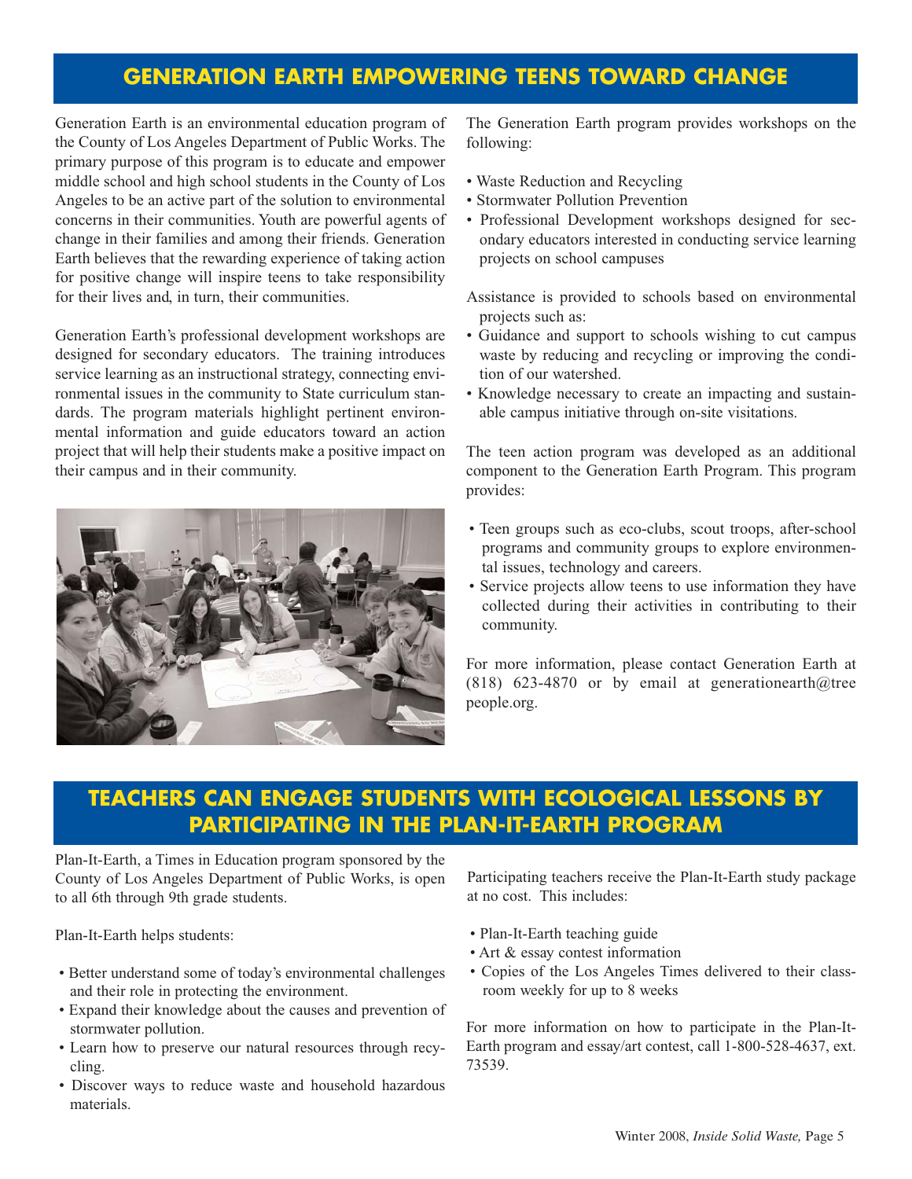## GENERATION EARTH EMPOWERING TEENS TOWARD CHANGE

Generation Earth is an environmental education program of the County of Los Angeles Department of Public Works. The primary purpose of this program is to educate and empower middle school and high school students in the County of Los Angeles to be an active part of the solution to environmental concerns in their communities. Youth are powerful agents of change in their families and among their friends. Generation Earth believes that the rewarding experience of taking action for positive change will inspire teens to take responsibility for their lives and, in turn, their communities.

Generation Earth's professional development workshops are designed for secondary educators. The training introduces service learning as an instructional strategy, connecting environmental issues in the community to State curriculum standards. The program materials highlight pertinent environmental information and guide educators toward an action project that will help their students make a positive impact on their campus and in their community.

The Generation Earth program provides workshops on the following:

- Waste Reduction and Recycling
- Stormwater Pollution Prevention
- Professional Development workshops designed for secondary educators interested in conducting service learning projects on school campuses

Assistance is provided to schools based on environmental projects such as:

- Guidance and support to schools wishing to cut campus waste by reducing and recycling or improving the condition of our watershed.
- Knowledge necessary to create an impacting and sustainable campus initiative through on-site visitations.

The teen action program was developed as an additional component to the Generation Earth Program. This program provides:

- Teen groups such as eco-clubs, scout troops, after-school programs and community groups to explore environmental issues, technology and careers.
- Service projects allow teens to use information they have collected during their activities in contributing to their community.

For more information, please contact Generation Earth at (818) 623-4870 or by email at generationearth@treepeople.org.

## TEACHERS CAN ENGAGE STUDENTS WITH ECOLOGICAL LESSONS BY PARTICIPATING IN THE PLAN-IT-EARTH PROGRAM

Plan-It-Earth, a Times in Education program sponsored by the County of Los Angeles Department of Public Works, is open to all 6th through 9th grade students.

Plan-It-Earth helps students:

- Better understand some of today's environmental challenges and their role in protecting the environment.
- Expand their knowledge about the causes and prevention of stormwater pollution.
- Learn how to preserve our natural resources through recycling.
- Discover ways to reduce waste and household hazardous materials.

Participating teachers receive the Plan-It-Earth study package at no cost. This includes:

- Plan-It-Earth teaching guide
- Art & essay contest information
- Copies of the Los Angeles Times delivered to their classroom weekly for up to 8 weeks

For more information on how to participate in the Plan-It-Earth program and essay/art contest, call 1-800-528-4637, ext. 73539.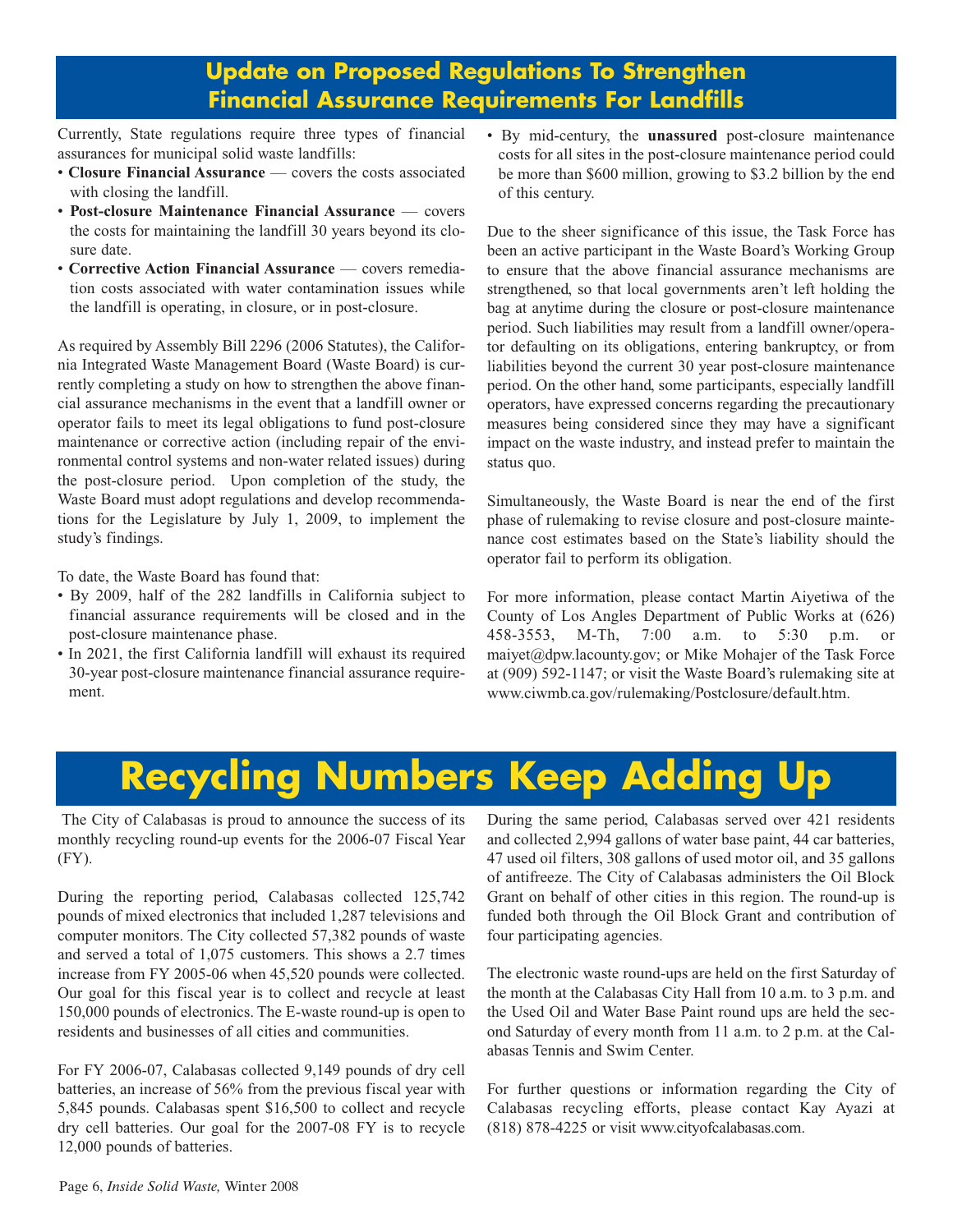## Update on Proposed Regulations To Strengthen Financial Assurance Requirements For Landfills

Currently, State regulations require three types of financial assurances for municipal solid waste landfills:

- **Closure Financial Assurance** — covers the costs associated with closing the landfill.
- **Post-closure Maintenance Financial Assurance** — covers the costs for maintaining the landfill 30 years beyond its closure date.
- **Corrective Action Financial Assurance** — covers remediation costs associated with water contamination issues while the landfill is operating, in closure, or in post-closure.

As required by Assembly Bill 2296 (2006 Statutes), the California Integrated Waste Management Board (Waste Board) is currently completing a study on how to strengthen the above financial assurance mechanisms in the event that a landfill owner or operator fails to meet its legal obligations to fund post-closure maintenance or corrective action (including repair of the environmental control systems and non-water related issues) during the post-closure period. Upon completion of the study, the Waste Board must adopt regulations and develop recommendations for the Legislature by July 1, 2009, to implement the study's findings.

To date, the Waste Board has found that:

- By 2009, half of the 282 landfills in California subject to financial assurance requirements will be closed and in the post-closure maintenance phase.
- In 2021, the first California landfill will exhaust its required 30-year post-closure maintenance financial assurance requirement.
- By mid-century, the **unassured** post-closure maintenance costs for all sites in the post-closure maintenance period could be more than $600 million, growing to $3.2 billion by the end of this century.

Due to the sheer significance of this issue, the Task Force has been an active participant in the Waste Board's Working Group to ensure that the above financial assurance mechanisms are strengthened, so that local governments aren't left holding the bag at anytime during the closure or post-closure maintenance period. Such liabilities may result from a landfill owner/operator defaulting on its obligations, entering bankruptcy, or from liabilities beyond the current 30 year post-closure maintenance period. On the other hand, some participants, especially landfill operators, have expressed concerns regarding the precautionary measures being considered since they may have a significant impact on the waste industry, and instead prefer to maintain the status quo.

Simultaneously, the Waste Board is near the end of the first phase of rulemaking to revise closure and post-closure maintenance cost estimates based on the State's liability should the operator fail to perform its obligation.

For more information, please contact Martin Aiyetiwa of the County of Los Angles Department of Public Works at (626) 458-3553, M-Th, 7:00 a.m. to 5:30 p.m. or maiyet@dpw.lacounty.gov; or Mike Mohajer of the Task Force at (909) 592-1147; or visit the Waste Board's rulemaking site at www.ciwmb.ca.gov/rulemaking/Postclosure/default.htm.

# Recycling Numbers Keep Adding Up

The City of Calabasas is proud to announce the success of its monthly recycling round-up events for the 2006-07 Fiscal Year (FY).

During the reporting period, Calabasas collected 125,742 pounds of mixed electronics that included 1,287 televisions and computer monitors. The City collected 57,382 pounds of waste and served a total of 1,075 customers. This shows a 2.7 times increase from FY 2005-06 when 45,520 pounds were collected. Our goal for this fiscal year is to collect and recycle at least 150,000 pounds of electronics. The E-waste round-up is open to residents and businesses of all cities and communities.

For FY 2006-07, Calabasas collected 9,149 pounds of dry cell batteries, an increase of 56% from the previous fiscal year with 5,845 pounds. Calabasas spent $16,500 to collect and recycle dry cell batteries. Our goal for the 2007-08 FY is to recycle 12,000 pounds of batteries.

During the same period, Calabasas served over 421 residents and collected 2,994 gallons of water base paint, 44 car batteries, 47 used oil filters, 308 gallons of used motor oil, and 35 gallons of antifreeze. The City of Calabasas administers the Oil Block Grant on behalf of other cities in this region. The round-up is funded both through the Oil Block Grant and contribution of four participating agencies.

The electronic waste round-ups are held on the first Saturday of the month at the Calabasas City Hall from 10 a.m. to 3 p.m. and the Used Oil and Water Base Paint round ups are held the second Saturday of every month from 11 a.m. to 2 p.m. at the Calabasas Tennis and Swim Center.

For further questions or information regarding the City of Calabasas recycling efforts, please contact Kay Ayazi at (818) 878-4225 or visit www.cityofcalabasas.com.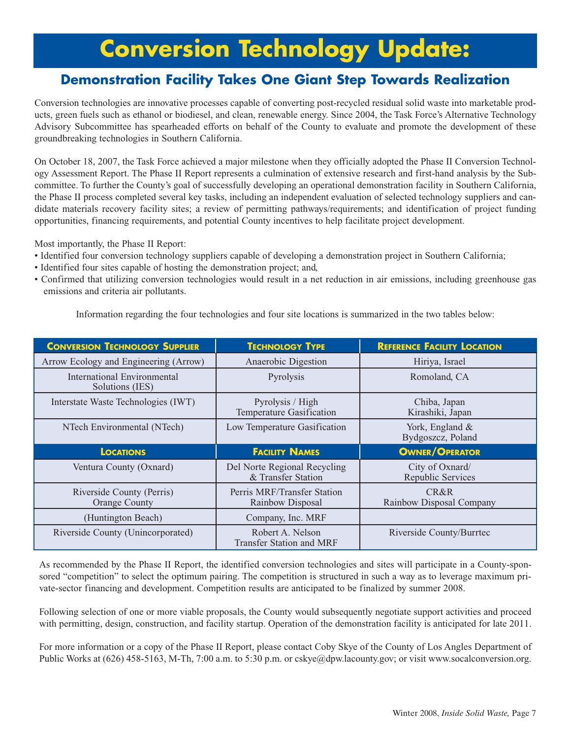# Conversion Technology Update:

## Demonstration Facility Takes One Giant Step Towards Realization

Conversion technologies are innovative processes capable of converting post-recycled residual solid waste into marketable products, green fuels such as ethanol or biodiesel, and clean, renewable energy. Since 2004, the Task Force's Alternative Technology Advisory Subcommittee has spearheaded efforts on behalf of the County to evaluate and promote the development of these groundbreaking technologies in Southern California.

On October 18, 2007, the Task Force achieved a major milestone when they officially adopted the Phase II Conversion Technology Assessment Report. The Phase II Report represents a culmination of extensive research and first-hand analysis by the Subcommittee. To further the County's goal of successfully developing an operational demonstration facility in Southern California, the Phase II process completed several key tasks, including an independent evaluation of selected technology suppliers and candidate materials recovery facility sites; a review of permitting pathways/requirements; and identification of project funding opportunities, financing requirements, and potential County incentives to help facilitate project development.

Most importantly, the Phase II Report:

- Identified four conversion technology suppliers capable of developing a demonstration project in Southern California;
- Identified four sites capable of hosting the demonstration project; and,
- Confirmed that utilizing conversion technologies would result in a net reduction in air emissions, including greenhouse gas emissions and criteria air pollutants.

Information regarding the four technologies and four site locations is summarized in the two tables below:

| Conversion Technology Supplier | Technology Type | Reference Facility Location |
|---|---|---|
| Arrow Ecology and Engineering (Arrow) | Anaerobic Digestion | Hiriya, Israel |
| International Environmental Solutions (IES) | Pyrolysis | Romoland, CA |
| Interstate Waste Technologies (IWT) | Pyrolysis / High Temperature Gasification | Chiba, Japan Kirashiki, Japan |
| NTech Environmental (NTech) | Low Temperature Gasification | York, England & Bydgoszcz, Poland |

| Locations | Facility Names | Owner/Operator |
|---|---|---|
| Ventura County (Oxnard) | Del Norte Regional Recycling & Transfer Station | City of Oxnard/ Republic Services |
| Riverside County (Perris) | Perris MRF/Transfer Station | CR&R |
| Orange County (Huntington Beach) | Rainbow Disposal Company, Inc. MRF | Rainbow Disposal Company |
| Riverside County (Unincorporated) | Robert A. Nelson Transfer Station and MRF | Riverside County/Burrtec |

As recommended by the Phase II Report, the identified conversion technologies and sites will participate in a County-sponsored "competition" to select the optimum pairing. The competition is structured in such a way as to leverage maximum private-sector financing and development. Competition results are anticipated to be finalized by summer 2008.

Following selection of one or more viable proposals, the County would subsequently negotiate support activities and proceed with permitting, design, construction, and facility startup. Operation of the demonstration facility is anticipated for late 2011.

For more information or a copy of the Phase II Report, please contact Coby Skye of the County of Los Angles Department of Public Works at (626) 458-5163, M-Th, 7:00 a.m. to 5:30 p.m. or cskye@dpw.lacounty.gov; or visit www.socalconversion.org.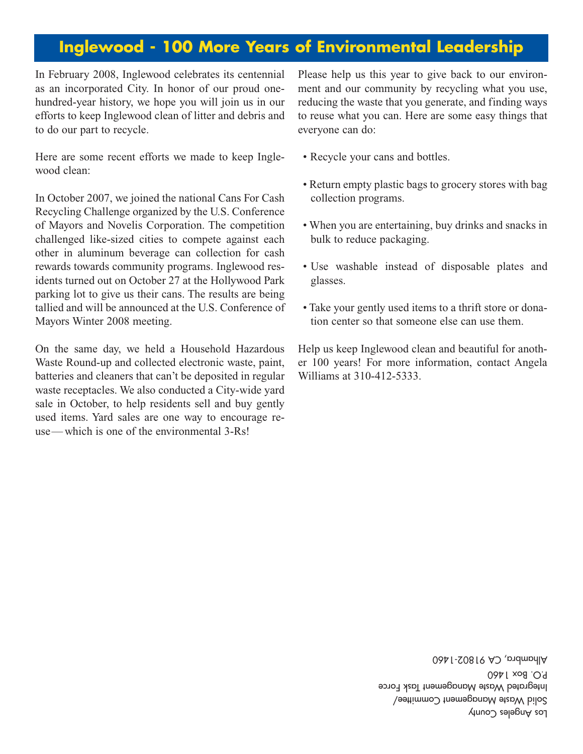# Inglewood - 100 More Years of Environmental Leadership

In February 2008, Inglewood celebrates its centennial as an incorporated City. In honor of our proud one-hundred-year history, we hope you will join us in our efforts to keep Inglewood clean of litter and debris and to do our part to recycle.

Here are some recent efforts we made to keep Inglewood clean:

In October 2007, we joined the national Cans For Cash Recycling Challenge organized by the U.S. Conference of Mayors and Novelis Corporation. The competition challenged like-sized cities to compete against each other in aluminum beverage can collection for cash rewards towards community programs. Inglewood residents turned out on October 27 at the Hollywood Park parking lot to give us their cans. The results are being tallied and will be announced at the U.S. Conference of Mayors Winter 2008 meeting.

On the same day, we held a Household Hazardous Waste Round-up and collected electronic waste, paint, batteries and cleaners that can't be deposited in regular waste receptacles. We also conducted a City-wide yard sale in October, to help residents sell and buy gently used items. Yard sales are one way to encourage reuse — which is one of the environmental 3-Rs!

Please help us this year to give back to our environment and our community by recycling what you use, reducing the waste that you generate, and finding ways to reuse what you can. Here are some easy things that everyone can do:

- Recycle your cans and bottles.
- Return empty plastic bags to grocery stores with bag collection programs.
- When you are entertaining, buy drinks and snacks in bulk to reduce packaging.
- Use washable instead of disposable plates and glasses.
- Take your gently used items to a thrift store or donation center so that someone else can use them.

Help us keep Inglewood clean and beautiful for another 100 years! For more information, contact Angela Williams at 310-412-5333.

Los Angeles County
Solid Waste Management Committee/
Integrated Waste Management Task Force
P.O. Box 1460
Alhambra, CA 91802-1460